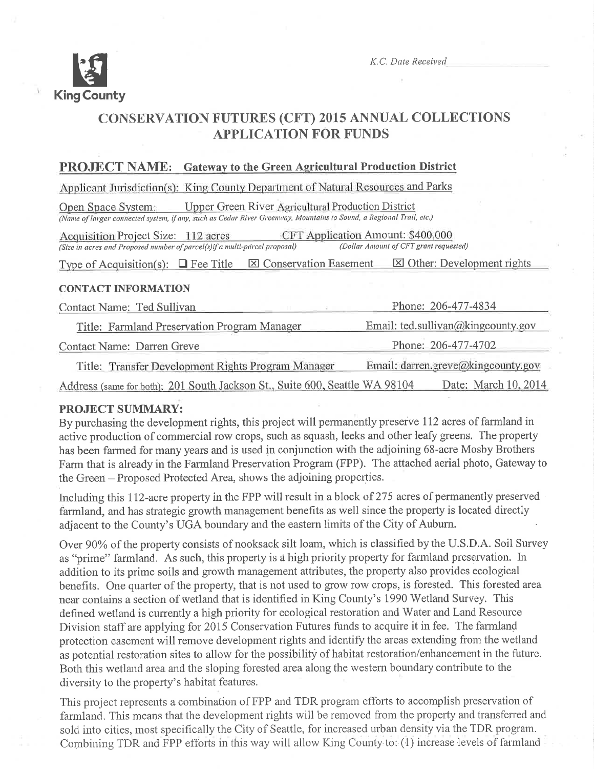King County

*K.C. Date Received*\_\_\_\_\_\_\_\_\_\_\_\_

# CONSERVATION FUTURES (CFT) 2015 ANNUAL COLLECTIONS APPLICATION FOR FUNDS

## PROJECT NAME: Gateway to the Green Agricultural Production District

Applicant Jurisdiction(s): King County Department of Natural Resources and Parks

Open Space System: Upper Green River Agricultural Production District
*(Name of larger connected system, if any, such as Cedar River Greenway, Mountains to Sound, a Regional Trail, etc.)*

Acquisition Project Size: 112 acres
*(Size in acres and Proposed number of parcel(s) if a multi-parcel proposal)*

CFT Application Amount: $400,000
*(Dollar Amount of CFT grant requested)*

Type of Acquisition(s): ☐ Fee Title ☒ Conservation Easement ☒ Other: Development rights

### CONTACT INFORMATION

| | |
|---|---|
| Contact Name: Ted Sullivan | Phone: 206-477-4834 |
| Title: Farmland Preservation Program Manager | Email: ted.sullivan@kingcounty.gov |
| Contact Name: Darren Greve | Phone: 206-477-4702 |
| Title: Transfer Development Rights Program Manager | Email: darren.greve@kingcounty.gov |

Address (same for both): 201 South Jackson St., Suite 600, Seattle WA 98104 Date: March 10, 2014

### PROJECT SUMMARY:

By purchasing the development rights, this project will permanently preserve 112 acres of farmland in active production of commercial row crops, such as squash, leeks and other leafy greens. The property has been farmed for many years and is used in conjunction with the adjoining 68-acre Mosby Brothers Farm that is already in the Farmland Preservation Program (FPP). The attached aerial photo, Gateway to the Green – Proposed Protected Area, shows the adjoining properties.

Including this 112-acre property in the FPP will result in a block of 275 acres of permanently preserved farmland, and has strategic growth management benefits as well since the property is located directly adjacent to the County's UGA boundary and the eastern limits of the City of Auburn.

Over 90% of the property consists of nooksack silt loam, which is classified by the U.S.D.A. Soil Survey as "prime" farmland. As such, this property is a high priority property for farmland preservation. In addition to its prime soils and growth management attributes, the property also provides ecological benefits. One quarter of the property, that is not used to grow row crops, is forested. This forested area near contains a section of wetland that is identified in King County's 1990 Wetland Survey. This defined wetland is currently a high priority for ecological restoration and Water and Land Resource Division staff are applying for 2015 Conservation Futures funds to acquire it in fee. The farmland protection easement will remove development rights and identify the areas extending from the wetland as potential restoration sites to allow for the possibility of habitat restoration/enhancement in the future. Both this wetland area and the sloping forested area along the western boundary contribute to the diversity to the property's habitat features.

This project represents a combination of FPP and TDR program efforts to accomplish preservation of farmland. This means that the development rights will be removed from the property and transferred and sold into cities, most specifically the City of Seattle, for increased urban density via the TDR program. Combining TDR and FPP efforts in this way will allow King County to: (1) increase levels of farmland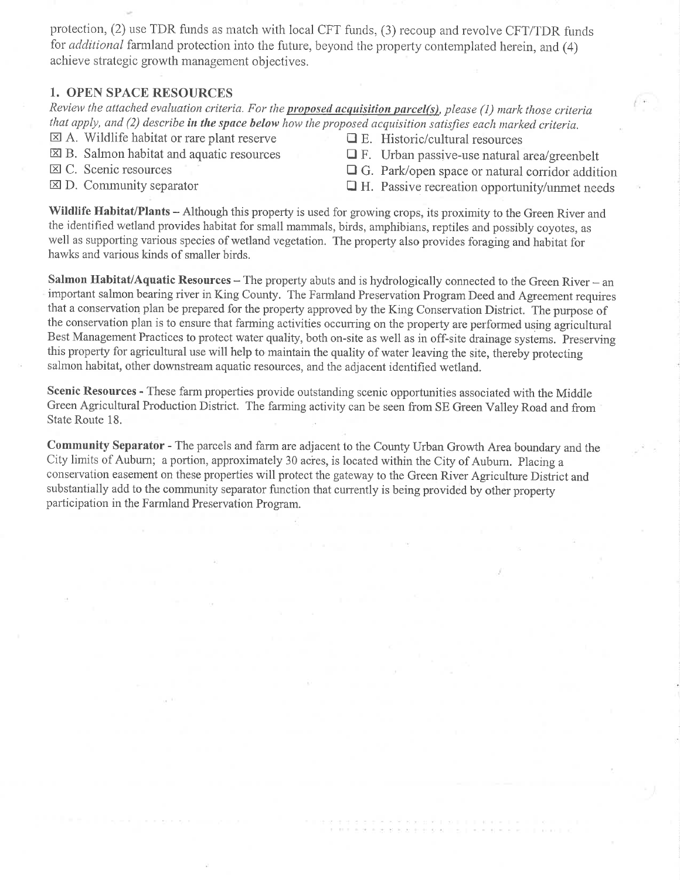protection, (2) use TDR funds as match with local CFT funds, (3) recoup and revolve CFT/TDR funds for *additional* farmland protection into the future, beyond the property contemplated herein, and (4) achieve strategic growth management objectives.

## 1. OPEN SPACE RESOURCES

*Review the attached evaluation criteria. For the* ***proposed acquisition parcel(s)****, please (1) mark those criteria that apply, and (2) describe* ***in the space below*** *how the proposed acquisition satisfies each marked criteria.*

- ☒ A. Wildlife habitat or rare plant reserve
- ☒ B. Salmon habitat and aquatic resources
- ☒ C. Scenic resources
- ☒ D. Community separator
- ☐ E. Historic/cultural resources
- ☐ F. Urban passive-use natural area/greenbelt
- ☐ G. Park/open space or natural corridor addition
- ☐ H. Passive recreation opportunity/unmet needs

**Wildlife Habitat/Plants** – Although this property is used for growing crops, its proximity to the Green River and the identified wetland provides habitat for small mammals, birds, amphibians, reptiles and possibly coyotes, as well as supporting various species of wetland vegetation. The property also provides foraging and habitat for hawks and various kinds of smaller birds.

**Salmon Habitat/Aquatic Resources** – The property abuts and is hydrologically connected to the Green River – an important salmon bearing river in King County. The Farmland Preservation Program Deed and Agreement requires that a conservation plan be prepared for the property approved by the King Conservation District. The purpose of the conservation plan is to ensure that farming activities occurring on the property are performed using agricultural Best Management Practices to protect water quality, both on-site as well as in off-site drainage systems. Preserving this property for agricultural use will help to maintain the quality of water leaving the site, thereby protecting salmon habitat, other downstream aquatic resources, and the adjacent identified wetland.

**Scenic Resources** - These farm properties provide outstanding scenic opportunities associated with the Middle Green Agricultural Production District. The farming activity can be seen from SE Green Valley Road and from State Route 18.

**Community Separator** - The parcels and farm are adjacent to the County Urban Growth Area boundary and the City limits of Auburn; a portion, approximately 30 acres, is located within the City of Auburn. Placing a conservation easement on these properties will protect the gateway to the Green River Agriculture District and substantially add to the community separator function that currently is being provided by other property participation in the Farmland Preservation Program.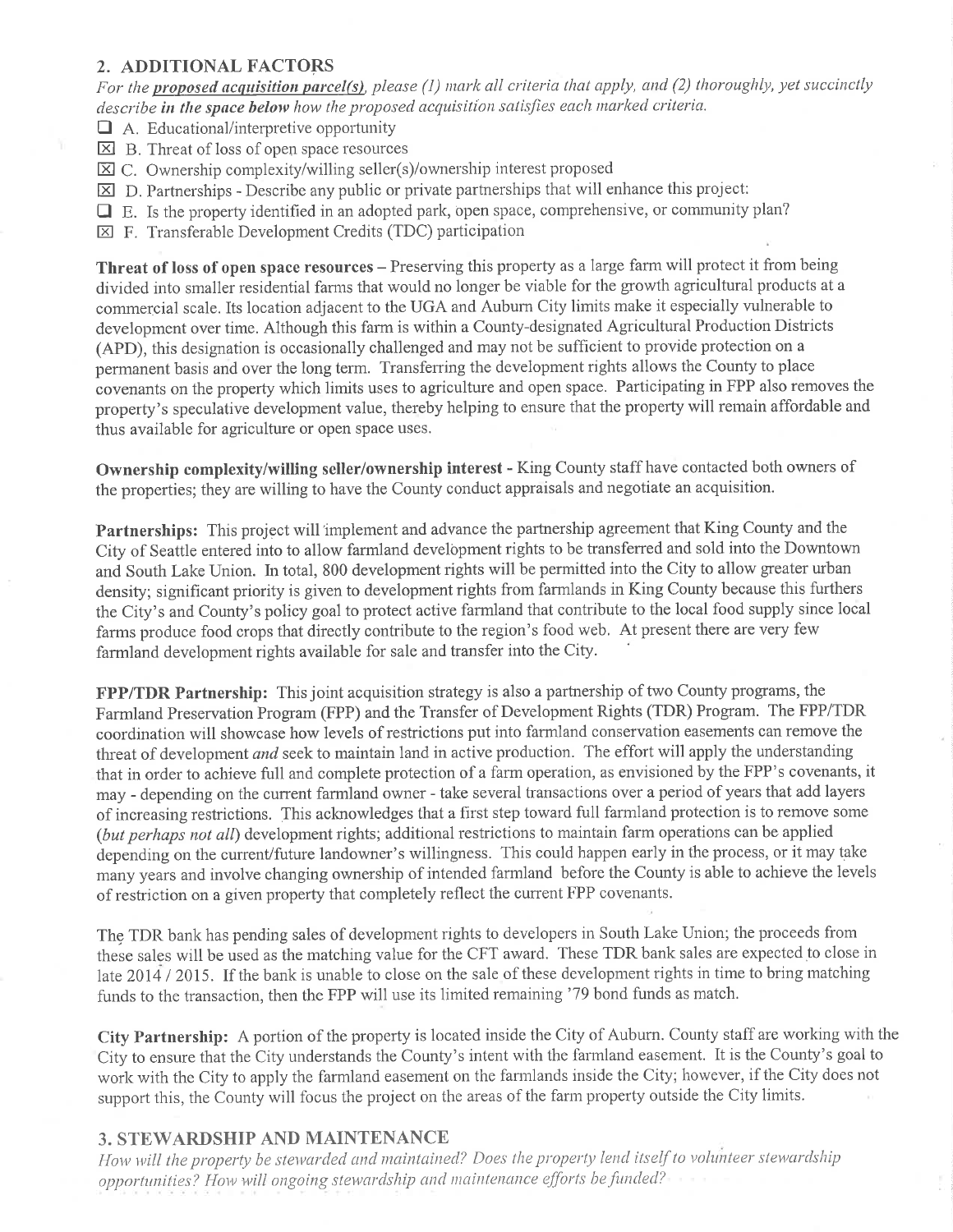## 2. ADDITIONAL FACTORS

*For the* ***proposed acquisition parcel(s)****, please (1) mark all criteria that apply, and (2) thoroughly, yet succinctly describe* ***in the space below*** *how the proposed acquisition satisfies each marked criteria.*

- ☐ A. Educational/interpretive opportunity
- ☒ B. Threat of loss of open space resources
- ☒ C. Ownership complexity/willing seller(s)/ownership interest proposed
- ☒ D. Partnerships - Describe any public or private partnerships that will enhance this project:
- ☐ E. Is the property identified in an adopted park, open space, comprehensive, or community plan?
- ☒ F. Transferable Development Credits (TDC) participation

**Threat of loss of open space resources** – Preserving this property as a large farm will protect it from being divided into smaller residential farms that would no longer be viable for the growth agricultural products at a commercial scale. Its location adjacent to the UGA and Auburn City limits make it especially vulnerable to development over time. Although this farm is within a County-designated Agricultural Production Districts (APD), this designation is occasionally challenged and may not be sufficient to provide protection on a permanent basis and over the long term. Transferring the development rights allows the County to place covenants on the property which limits uses to agriculture and open space. Participating in FPP also removes the property's speculative development value, thereby helping to ensure that the property will remain affordable and thus available for agriculture or open space uses.

**Ownership complexity/willing seller/ownership interest** - King County staff have contacted both owners of the properties; they are willing to have the County conduct appraisals and negotiate an acquisition.

**Partnerships:** This project will implement and advance the partnership agreement that King County and the City of Seattle entered into to allow farmland development rights to be transferred and sold into the Downtown and South Lake Union. In total, 800 development rights will be permitted into the City to allow greater urban density; significant priority is given to development rights from farmlands in King County because this furthers the City's and County's policy goal to protect active farmland that contribute to the local food supply since local farms produce food crops that directly contribute to the region's food web. At present there are very few farmland development rights available for sale and transfer into the City.

**FPP/TDR Partnership:** This joint acquisition strategy is also a partnership of two County programs, the Farmland Preservation Program (FPP) and the Transfer of Development Rights (TDR) Program. The FPP/TDR coordination will showcase how levels of restrictions put into farmland conservation easements can remove the threat of development *and* seek to maintain land in active production. The effort will apply the understanding that in order to achieve full and complete protection of a farm operation, as envisioned by the FPP's covenants, it may - depending on the current farmland owner - take several transactions over a period of years that add layers of increasing restrictions. This acknowledges that a first step toward full farmland protection is to remove some (*but perhaps not all*) development rights; additional restrictions to maintain farm operations can be applied depending on the current/future landowner's willingness. This could happen early in the process, or it may take many years and involve changing ownership of intended farmland before the County is able to achieve the levels of restriction on a given property that completely reflect the current FPP covenants.

The TDR bank has pending sales of development rights to developers in South Lake Union; the proceeds from these sales will be used as the matching value for the CFT award. These TDR bank sales are expected to close in late 2014 / 2015. If the bank is unable to close on the sale of these development rights in time to bring matching funds to the transaction, then the FPP will use its limited remaining '79 bond funds as match.

**City Partnership:** A portion of the property is located inside the City of Auburn. County staff are working with the City to ensure that the City understands the County's intent with the farmland easement. It is the County's goal to work with the City to apply the farmland easement on the farmlands inside the City; however, if the City does not support this, the County will focus the project on the areas of the farm property outside the City limits.

## 3. STEWARDSHIP AND MAINTENANCE

*How will the property be stewarded and maintained? Does the property lend itself to volunteer stewardship opportunities? How will ongoing stewardship and maintenance efforts be funded?*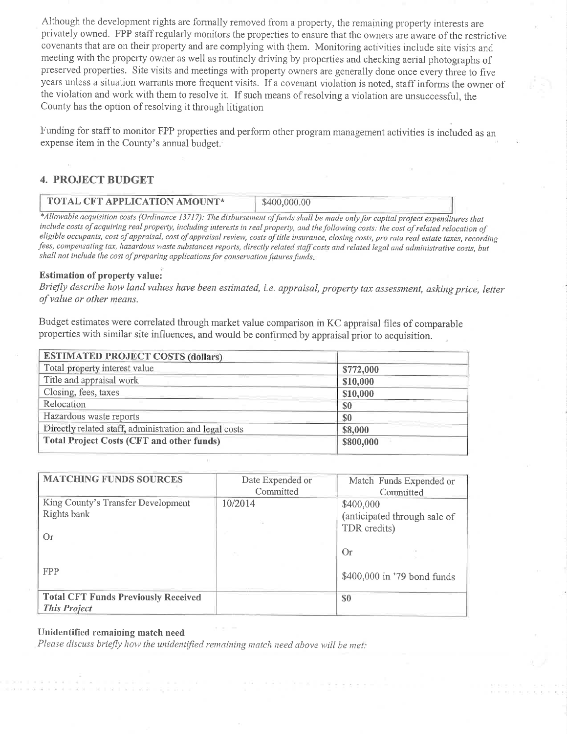Although the development rights are formally removed from a property, the remaining property interests are privately owned. FPP staff regularly monitors the properties to ensure that the owners are aware of the restrictive covenants that are on their property and are complying with them. Monitoring activities include site visits and meeting with the property owner as well as routinely driving by properties and checking aerial photographs of preserved properties. Site visits and meetings with property owners are generally done once every three to five years unless a situation warrants more frequent visits. If a covenant violation is noted, staff informs the owner of the violation and work with them to resolve it. If such means of resolving a violation are unsuccessful, the County has the option of resolving it through litigation

Funding for staff to monitor FPP properties and perform other program management activities is included as an expense item in the County's annual budget.

## 4. PROJECT BUDGET

| TOTAL CFT APPLICATION AMOUNT* | $400,000.00 |
|---|---|

*\*Allowable acquisition costs (Ordinance 13717): The disbursement of funds shall be made only for capital project expenditures that include costs of acquiring real property, including interests in real property, and the following costs: the cost of related relocation of eligible occupants, cost of appraisal, cost of appraisal review, costs of title insurance, closing costs, pro rata real estate taxes, recording fees, compensating tax, hazardous waste substances reports, directly related staff costs and related legal and administrative costs, but shall not include the cost of preparing applications for conservation futures funds.*

**Estimation of property value:**

*Briefly describe how land values have been estimated, i.e. appraisal, property tax assessment, asking price, letter of value or other means.*

Budget estimates were correlated through market value comparison in KC appraisal files of comparable properties with similar site influences, and would be confirmed by appraisal prior to acquisition.

| ESTIMATED PROJECT COSTS (dollars) | |
|---|---|
| Total property interest value | $772,000 |
| Title and appraisal work | $10,000 |
| Closing, fees, taxes | $10,000 |
| Relocation | $0 |
| Hazardous waste reports | $0 |
| Directly related staff, administration and legal costs | $8,000 |
| **Total Project Costs (CFT and other funds)** | **$800,000** |

| MATCHING FUNDS SOURCES | Date Expended or Committed | Match Funds Expended or Committed |
|---|---|---|
| King County's Transfer Development Rights bank<br><br>Or<br><br>FPP | 10/2014 | $400,000 (anticipated through sale of TDR credits)<br><br>Or<br><br>$400,000 in '79 bond funds |
| **Total CFT Funds Previously Received *This Project*** | | $0 |

**Unidentified remaining match need**

*Please discuss briefly how the unidentified remaining match need above will be met:*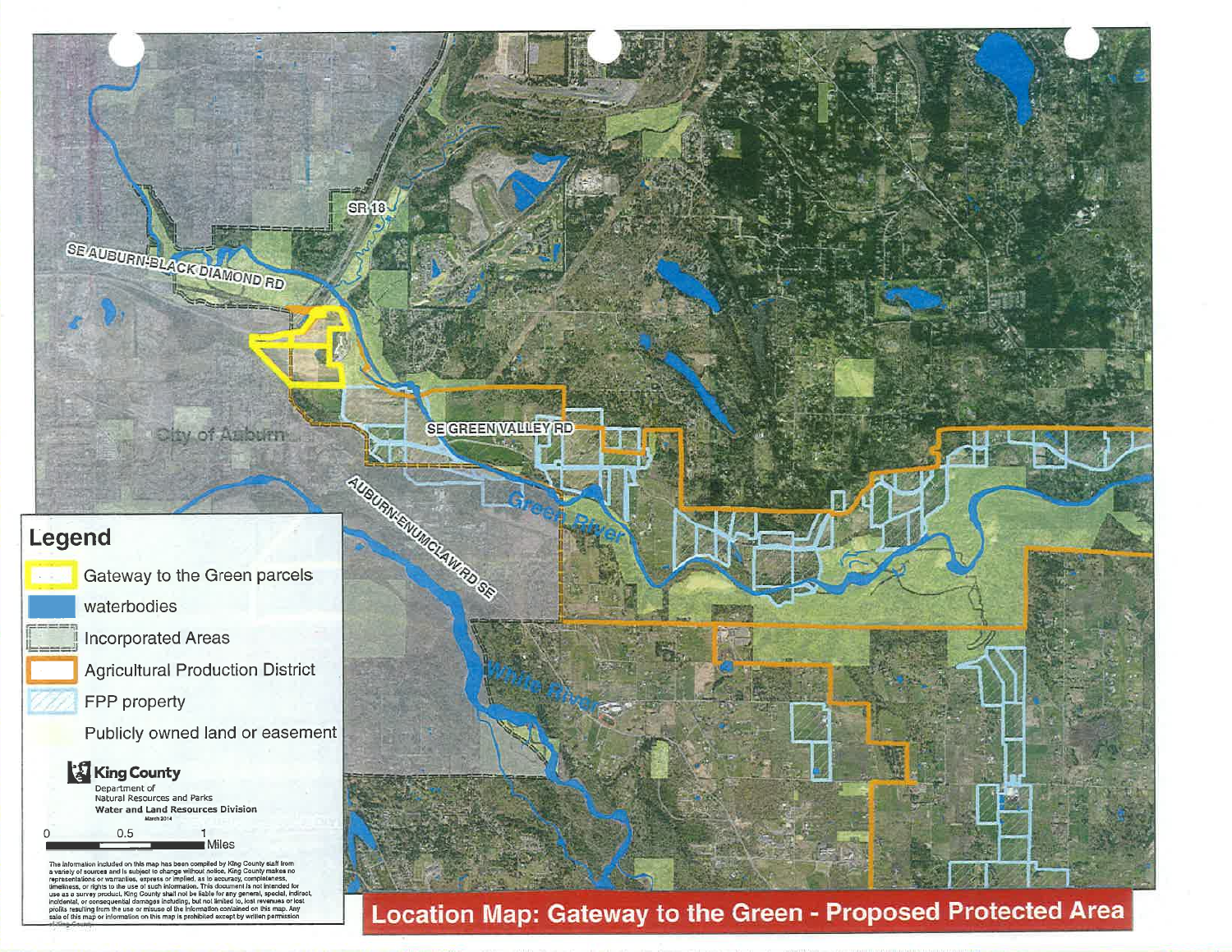# Location Map: Gateway to the Green - Proposed Protected Area

SR 18

SE AUBURN-BLACK DIAMOND RD

City of Auburn

SE GREEN VALLEY RD

AUBURN-ENUMCLAW RD SE

Green River

White River

## Legend

- Gateway to the Green parcels
- waterbodies
- Incorporated Areas
- Agricultural Production District
- FPP property
- Publicly owned land or easement

King County
Department of Natural Resources and Parks
Water and Land Resources Division
March 2014

0 0.5 1 Miles

The information included on this map has been compiled by King County staff from a variety of sources and is subject to change without notice. King County makes no representations or warranties, express or implied, as to accuracy, completeness, timeliness, or rights to the use of such information. This document is not intended for use as a survey product. King County shall not be liable for any general, special, indirect, incidental, or consequential damages including, but not limited to, lost revenues or lost profits resulting from the use or misuse of the information contained on this map. Any sale of this map or information on this map is prohibited except by written permission of King County.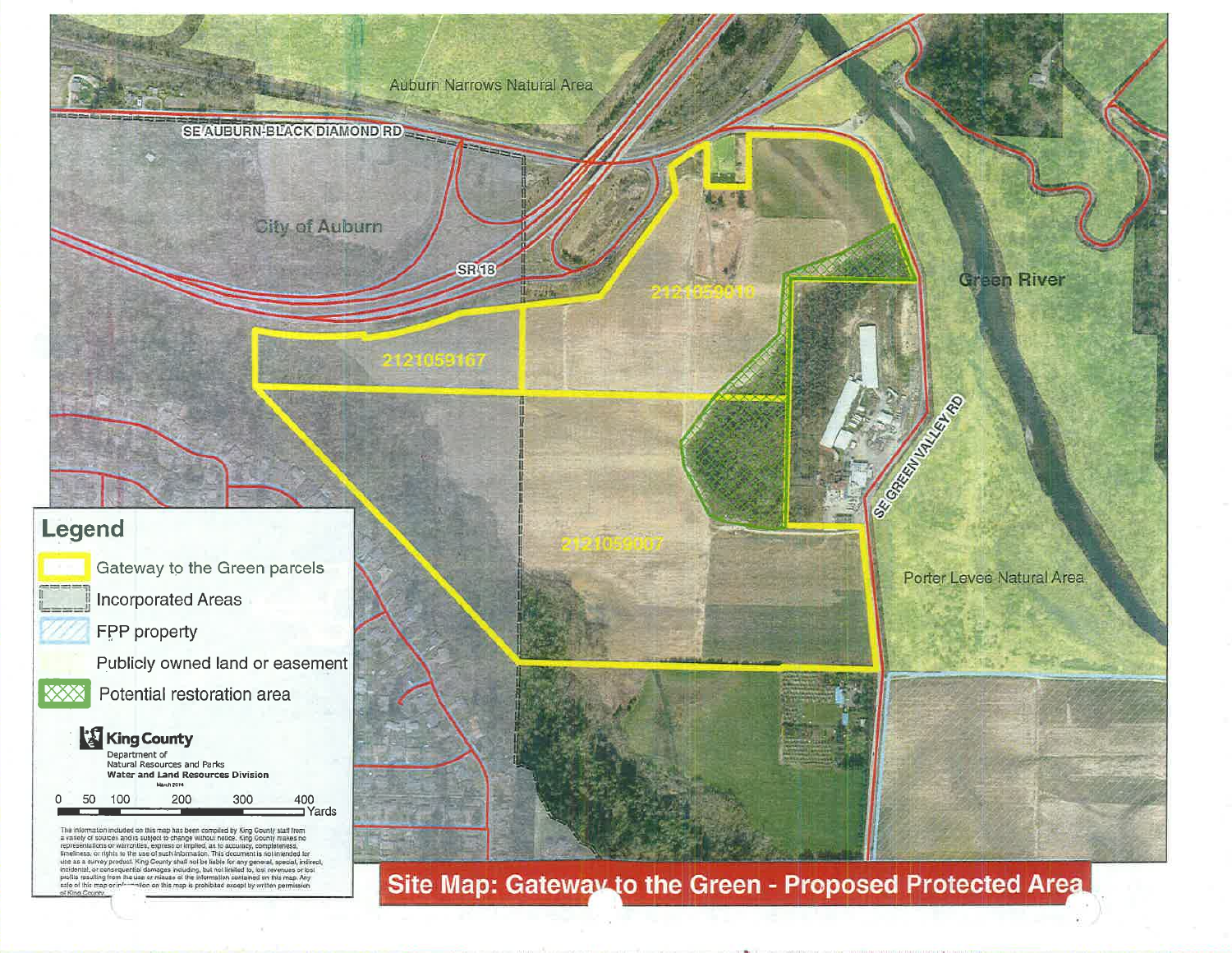Auburn Narrows Natural Area

SE AUBURN-BLACK DIAMOND RD

City of Auburn

SR 18

2121059010

2121059167

2121059007

Green River

SE GREEN VALLEY RD

Porter Levee Natural Area

## Legend

- Gateway to the Green parcels
- Incorporated Areas
- FPP property
- Publicly owned land or easement
- Potential restoration area

**King County**
Department of
Natural Resources and Parks
**Water and Land Resources Division**

March 2014

0 50 100 200 300 400 Yards

The information included on this map has been compiled by King County staff from a variety of sources and is subject to change without notice. King County makes no representations or warranties, express or implied, as to accuracy, completeness, timeliness, or rights to the use of such information. This document is not intended for use as a survey product. King County shall not be liable for any general, special, indirect, incidental, or consequential damages including, but not limited to, lost revenues or lost profits resulting from the use or misuse of the information contained on this map. Any sale of this map or information on this map is prohibited except by written permission of King County.

# Site Map: Gateway to the Green - Proposed Protected Area